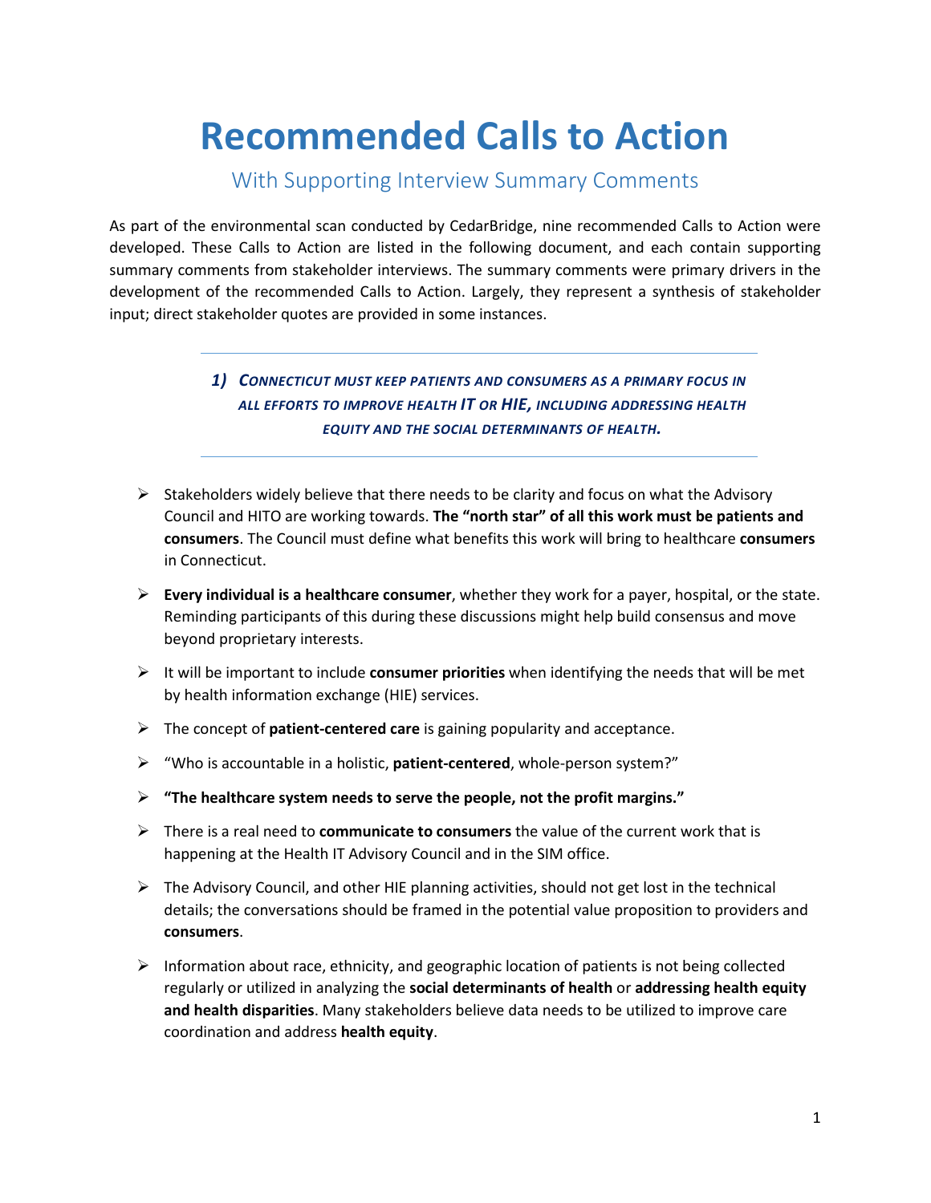# Recommended Calls to Action

## With Supporting Interview Summary Comments

As part of the environmental scan conducted by CedarBridge, nine recommended Calls to Action were developed. These Calls to Action are listed in the following document, and each contain supporting summary comments from stakeholder interviews. The summary comments were primary drivers in the development of the recommended Calls to Action. Largely, they represent a synthesis of stakeholder input; direct stakeholder quotes are provided in some instances.

### *1) CONNECTICUT MUST KEEP PATIENTS AND CONSUMERS AS A PRIMARY FOCUS IN ALL EFFORTS TO IMPROVE HEALTH IT OR HIE, INCLUDING ADDRESSING HEALTH EQUITY AND THE SOCIAL DETERMINANTS OF HEALTH.*

- Stakeholders widely believe that there needs to be clarity and focus on what the Advisory Council and HITO are working towards. **The "north star" of all this work must be patients and consumers**. The Council must define what benefits this work will bring to healthcare **consumers** in Connecticut.
- **Every individual is a healthcare consumer**, whether they work for a payer, hospital, or the state. Reminding participants of this during these discussions might help build consensus and move beyond proprietary interests.
- It will be important to include **consumer priorities** when identifying the needs that will be met by health information exchange (HIE) services.
- The concept of **patient-centered care** is gaining popularity and acceptance.
- "Who is accountable in a holistic, **patient-centered**, whole-person system?"
- **"The healthcare system needs to serve the people, not the profit margins."**
- There is a real need to **communicate to consumers** the value of the current work that is happening at the Health IT Advisory Council and in the SIM office.
- The Advisory Council, and other HIE planning activities, should not get lost in the technical details; the conversations should be framed in the potential value proposition to providers and **consumers**.
- Information about race, ethnicity, and geographic location of patients is not being collected regularly or utilized in analyzing the **social determinants of health** or **addressing health equity and health disparities**. Many stakeholders believe data needs to be utilized to improve care coordination and address **health equity**.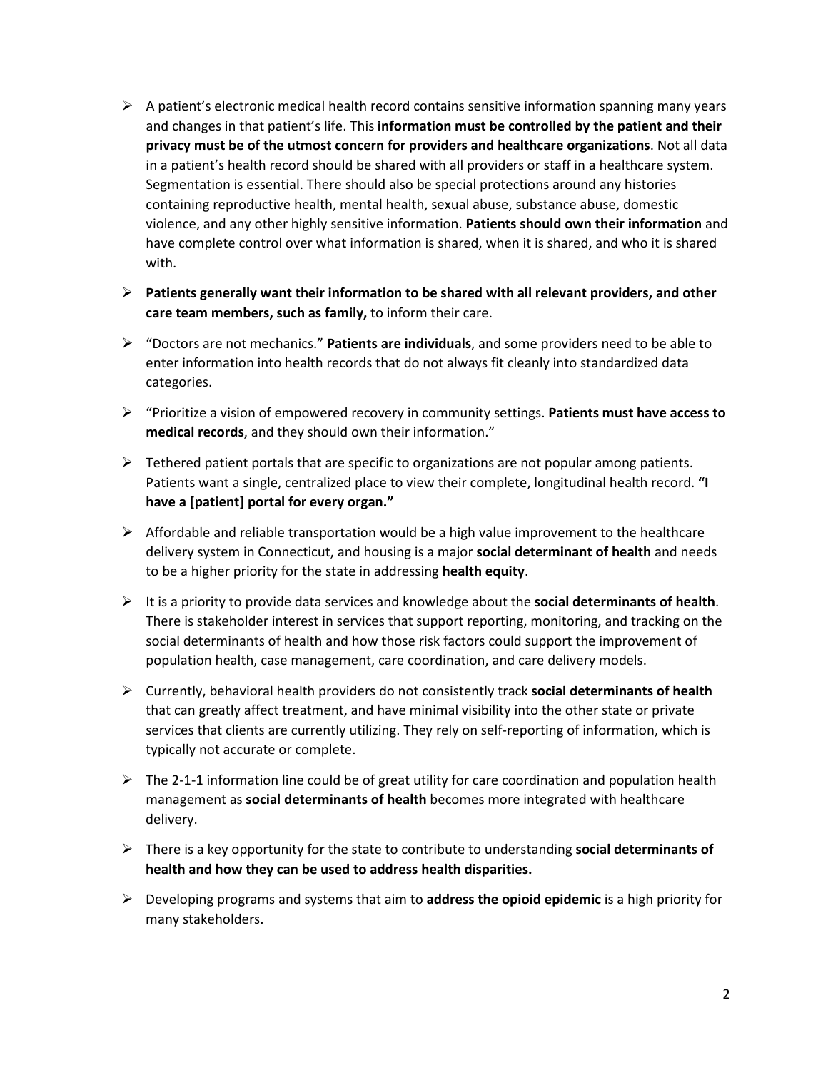- A patient's electronic medical health record contains sensitive information spanning many years and changes in that patient's life. This **information must be controlled by the patient and their privacy must be of the utmost concern for providers and healthcare organizations**. Not all data in a patient's health record should be shared with all providers or staff in a healthcare system. Segmentation is essential. There should also be special protections around any histories containing reproductive health, mental health, sexual abuse, substance abuse, domestic violence, and any other highly sensitive information. **Patients should own their information** and have complete control over what information is shared, when it is shared, and who it is shared with.
- **Patients generally want their information to be shared with all relevant providers, and other care team members, such as family,** to inform their care.
- "Doctors are not mechanics." **Patients are individuals**, and some providers need to be able to enter information into health records that do not always fit cleanly into standardized data categories.
- "Prioritize a vision of empowered recovery in community settings. **Patients must have access to medical records**, and they should own their information."
- Tethered patient portals that are specific to organizations are not popular among patients. Patients want a single, centralized place to view their complete, longitudinal health record. **"I have a [patient] portal for every organ."**
- Affordable and reliable transportation would be a high value improvement to the healthcare delivery system in Connecticut, and housing is a major **social determinant of health** and needs to be a higher priority for the state in addressing **health equity**.
- It is a priority to provide data services and knowledge about the **social determinants of health**. There is stakeholder interest in services that support reporting, monitoring, and tracking on the social determinants of health and how those risk factors could support the improvement of population health, case management, care coordination, and care delivery models.
- Currently, behavioral health providers do not consistently track **social determinants of health** that can greatly affect treatment, and have minimal visibility into the other state or private services that clients are currently utilizing. They rely on self-reporting of information, which is typically not accurate or complete.
- The 2-1-1 information line could be of great utility for care coordination and population health management as **social determinants of health** becomes more integrated with healthcare delivery.
- There is a key opportunity for the state to contribute to understanding **social determinants of health and how they can be used to address health disparities.**
- Developing programs and systems that aim to **address the opioid epidemic** is a high priority for many stakeholders.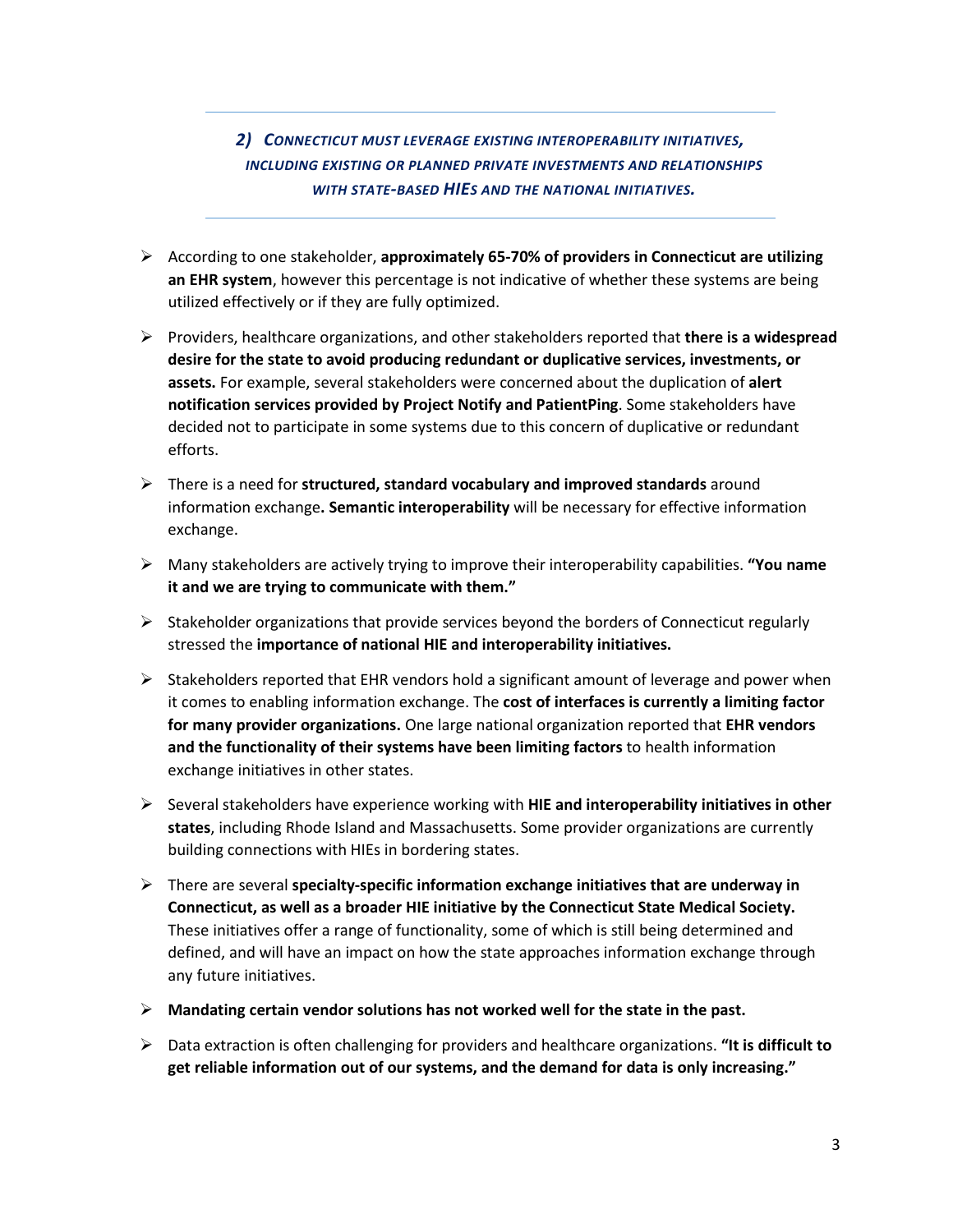## *2) Connecticut must leverage existing interoperability initiatives, including existing or planned private investments and relationships with state-based HIEs and the national initiatives.*

- According to one stakeholder, **approximately 65-70% of providers in Connecticut are utilizing an EHR system**, however this percentage is not indicative of whether these systems are being utilized effectively or if they are fully optimized.
- Providers, healthcare organizations, and other stakeholders reported that **there is a widespread desire for the state to avoid producing redundant or duplicative services, investments, or assets.** For example, several stakeholders were concerned about the duplication of **alert notification services provided by Project Notify and PatientPing**. Some stakeholders have decided not to participate in some systems due to this concern of duplicative or redundant efforts.
- There is a need for **structured, standard vocabulary and improved standards** around information exchange**. Semantic interoperability** will be necessary for effective information exchange.
- Many stakeholders are actively trying to improve their interoperability capabilities. **"You name it and we are trying to communicate with them."**
- Stakeholder organizations that provide services beyond the borders of Connecticut regularly stressed the **importance of national HIE and interoperability initiatives.**
- Stakeholders reported that EHR vendors hold a significant amount of leverage and power when it comes to enabling information exchange. The **cost of interfaces is currently a limiting factor for many provider organizations.** One large national organization reported that **EHR vendors and the functionality of their systems have been limiting factors** to health information exchange initiatives in other states.
- Several stakeholders have experience working with **HIE and interoperability initiatives in other states**, including Rhode Island and Massachusetts. Some provider organizations are currently building connections with HIEs in bordering states.
- There are several **specialty-specific information exchange initiatives that are underway in Connecticut, as well as a broader HIE initiative by the Connecticut State Medical Society.** These initiatives offer a range of functionality, some of which is still being determined and defined, and will have an impact on how the state approaches information exchange through any future initiatives.
- **Mandating certain vendor solutions has not worked well for the state in the past.**
- Data extraction is often challenging for providers and healthcare organizations. **"It is difficult to get reliable information out of our systems, and the demand for data is only increasing."**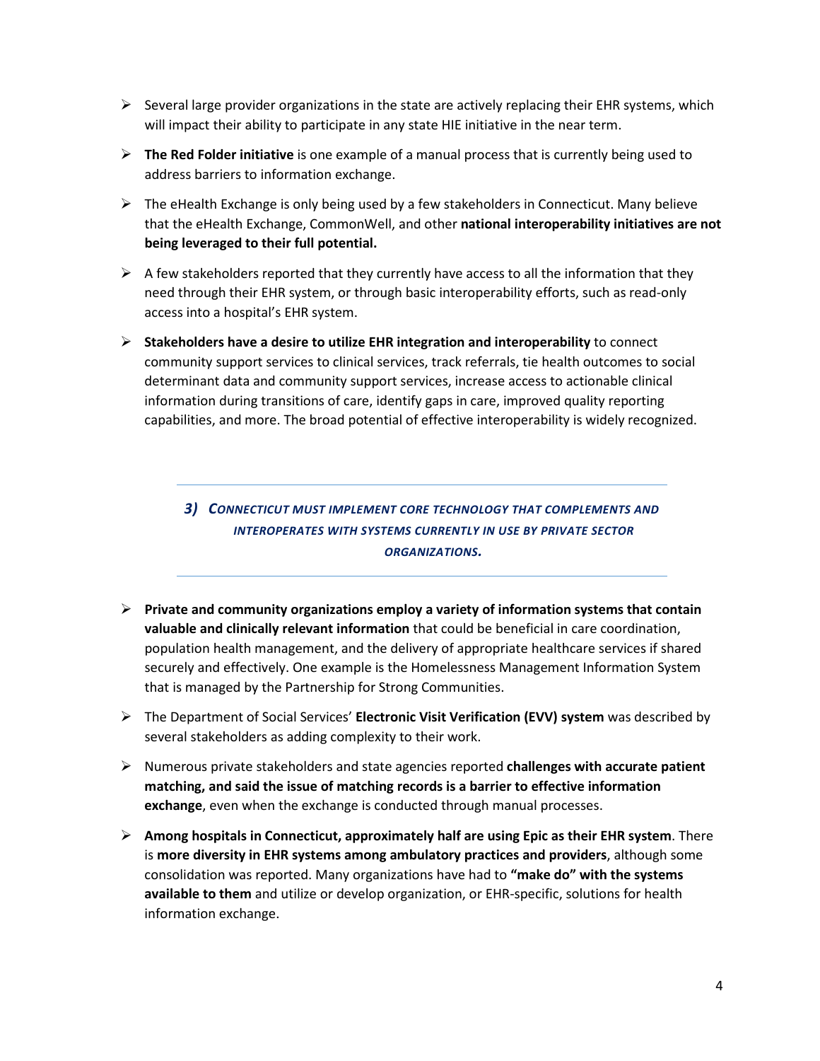- Several large provider organizations in the state are actively replacing their EHR systems, which will impact their ability to participate in any state HIE initiative in the near term.
- **The Red Folder initiative** is one example of a manual process that is currently being used to address barriers to information exchange.
- The eHealth Exchange is only being used by a few stakeholders in Connecticut. Many believe that the eHealth Exchange, CommonWell, and other **national interoperability initiatives are not being leveraged to their full potential.**
- A few stakeholders reported that they currently have access to all the information that they need through their EHR system, or through basic interoperability efforts, such as read-only access into a hospital's EHR system.
- **Stakeholders have a desire to utilize EHR integration and interoperability** to connect community support services to clinical services, track referrals, tie health outcomes to social determinant data and community support services, increase access to actionable clinical information during transitions of care, identify gaps in care, improved quality reporting capabilities, and more. The broad potential of effective interoperability is widely recognized.

### *3) Connecticut must implement core technology that complements and interoperates with systems currently in use by private sector organizations.*

- **Private and community organizations employ a variety of information systems that contain valuable and clinically relevant information** that could be beneficial in care coordination, population health management, and the delivery of appropriate healthcare services if shared securely and effectively. One example is the Homelessness Management Information System that is managed by the Partnership for Strong Communities.
- The Department of Social Services' **Electronic Visit Verification (EVV) system** was described by several stakeholders as adding complexity to their work.
- Numerous private stakeholders and state agencies reported **challenges with accurate patient matching, and said the issue of matching records is a barrier to effective information exchange**, even when the exchange is conducted through manual processes.
- **Among hospitals in Connecticut, approximately half are using Epic as their EHR system**. There is **more diversity in EHR systems among ambulatory practices and providers**, although some consolidation was reported. Many organizations have had to **"make do" with the systems available to them** and utilize or develop organization, or EHR-specific, solutions for health information exchange.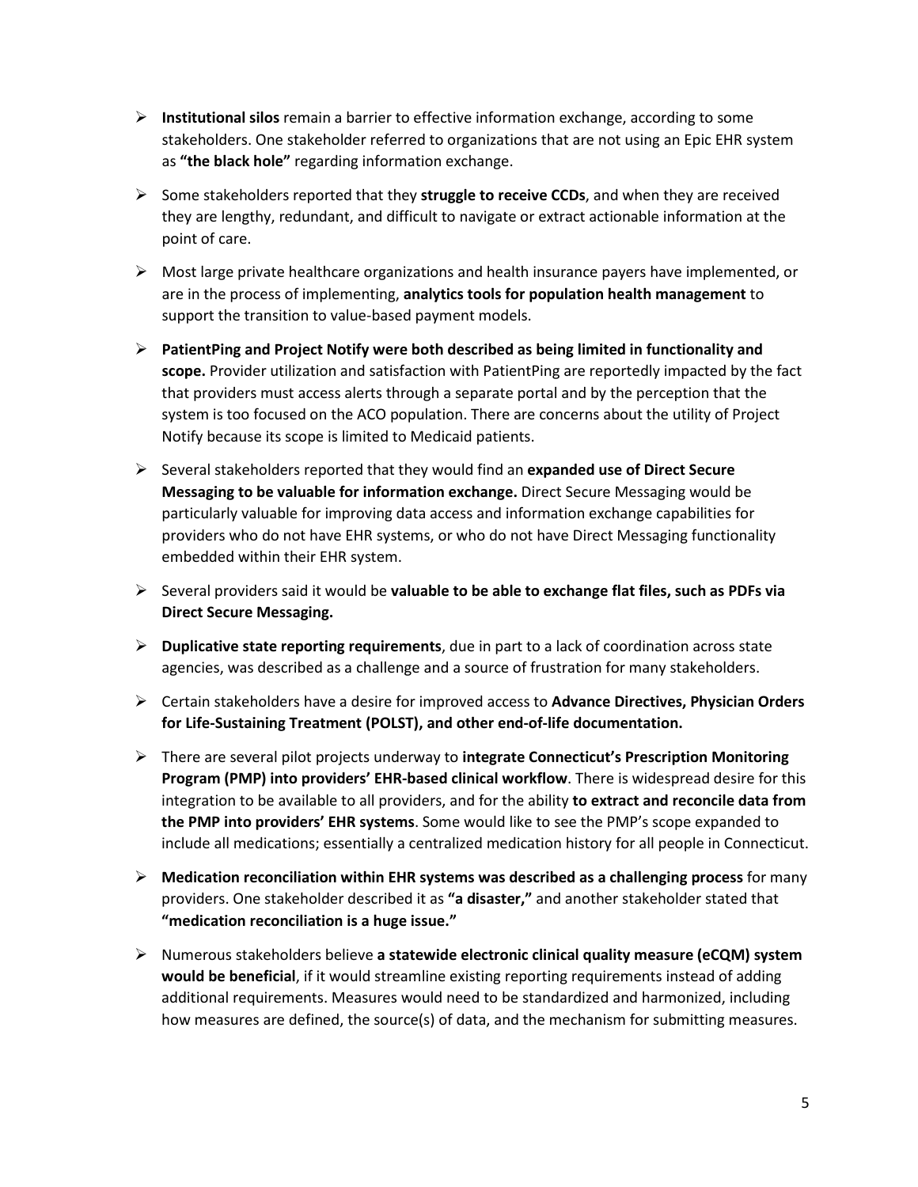- **Institutional silos** remain a barrier to effective information exchange, according to some stakeholders. One stakeholder referred to organizations that are not using an Epic EHR system as **"the black hole"** regarding information exchange.
- Some stakeholders reported that they **struggle to receive CCDs**, and when they are received they are lengthy, redundant, and difficult to navigate or extract actionable information at the point of care.
- Most large private healthcare organizations and health insurance payers have implemented, or are in the process of implementing, **analytics tools for population health management** to support the transition to value-based payment models.
- **PatientPing and Project Notify were both described as being limited in functionality and scope.** Provider utilization and satisfaction with PatientPing are reportedly impacted by the fact that providers must access alerts through a separate portal and by the perception that the system is too focused on the ACO population. There are concerns about the utility of Project Notify because its scope is limited to Medicaid patients.
- Several stakeholders reported that they would find an **expanded use of Direct Secure Messaging to be valuable for information exchange.** Direct Secure Messaging would be particularly valuable for improving data access and information exchange capabilities for providers who do not have EHR systems, or who do not have Direct Messaging functionality embedded within their EHR system.
- Several providers said it would be **valuable to be able to exchange flat files, such as PDFs via Direct Secure Messaging.**
- **Duplicative state reporting requirements**, due in part to a lack of coordination across state agencies, was described as a challenge and a source of frustration for many stakeholders.
- Certain stakeholders have a desire for improved access to **Advance Directives, Physician Orders for Life-Sustaining Treatment (POLST), and other end-of-life documentation.**
- There are several pilot projects underway to **integrate Connecticut's Prescription Monitoring Program (PMP) into providers' EHR-based clinical workflow**. There is widespread desire for this integration to be available to all providers, and for the ability **to extract and reconcile data from the PMP into providers' EHR systems**. Some would like to see the PMP's scope expanded to include all medications; essentially a centralized medication history for all people in Connecticut.
- **Medication reconciliation within EHR systems was described as a challenging process** for many providers. One stakeholder described it as **"a disaster,"** and another stakeholder stated that **"medication reconciliation is a huge issue."**
- Numerous stakeholders believe **a statewide electronic clinical quality measure (eCQM) system would be beneficial**, if it would streamline existing reporting requirements instead of adding additional requirements. Measures would need to be standardized and harmonized, including how measures are defined, the source(s) of data, and the mechanism for submitting measures.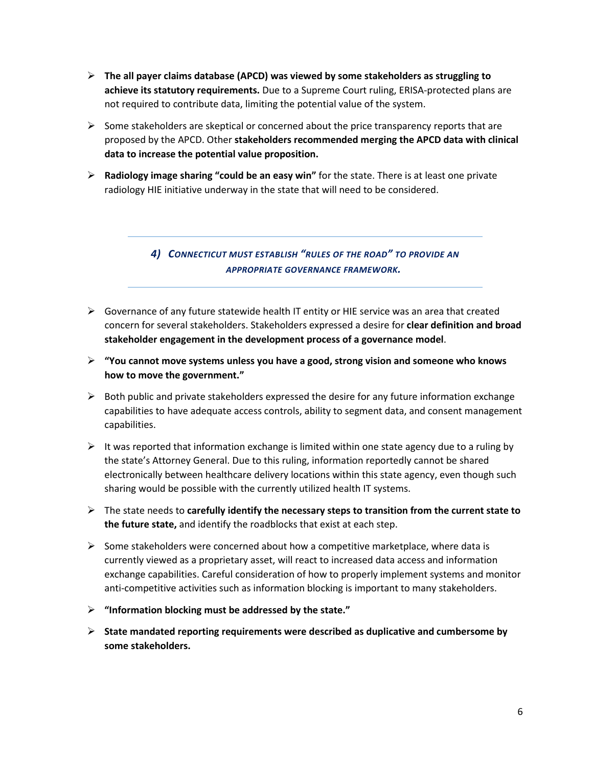- **The all payer claims database (APCD) was viewed by some stakeholders as struggling to achieve its statutory requirements.** Due to a Supreme Court ruling, ERISA-protected plans are not required to contribute data, limiting the potential value of the system.
- Some stakeholders are skeptical or concerned about the price transparency reports that are proposed by the APCD. Other **stakeholders recommended merging the APCD data with clinical data to increase the potential value proposition.**
- **Radiology image sharing "could be an easy win"** for the state. There is at least one private radiology HIE initiative underway in the state that will need to be considered.

## *4) Connecticut must establish "rules of the road" to provide an appropriate governance framework.*

- Governance of any future statewide health IT entity or HIE service was an area that created concern for several stakeholders. Stakeholders expressed a desire for **clear definition and broad stakeholder engagement in the development process of a governance model**.
- **"You cannot move systems unless you have a good, strong vision and someone who knows how to move the government."**
- Both public and private stakeholders expressed the desire for any future information exchange capabilities to have adequate access controls, ability to segment data, and consent management capabilities.
- It was reported that information exchange is limited within one state agency due to a ruling by the state's Attorney General. Due to this ruling, information reportedly cannot be shared electronically between healthcare delivery locations within this state agency, even though such sharing would be possible with the currently utilized health IT systems.
- The state needs to **carefully identify the necessary steps to transition from the current state to the future state,** and identify the roadblocks that exist at each step.
- Some stakeholders were concerned about how a competitive marketplace, where data is currently viewed as a proprietary asset, will react to increased data access and information exchange capabilities. Careful consideration of how to properly implement systems and monitor anti-competitive activities such as information blocking is important to many stakeholders.
- **"Information blocking must be addressed by the state."**
- **State mandated reporting requirements were described as duplicative and cumbersome by some stakeholders.**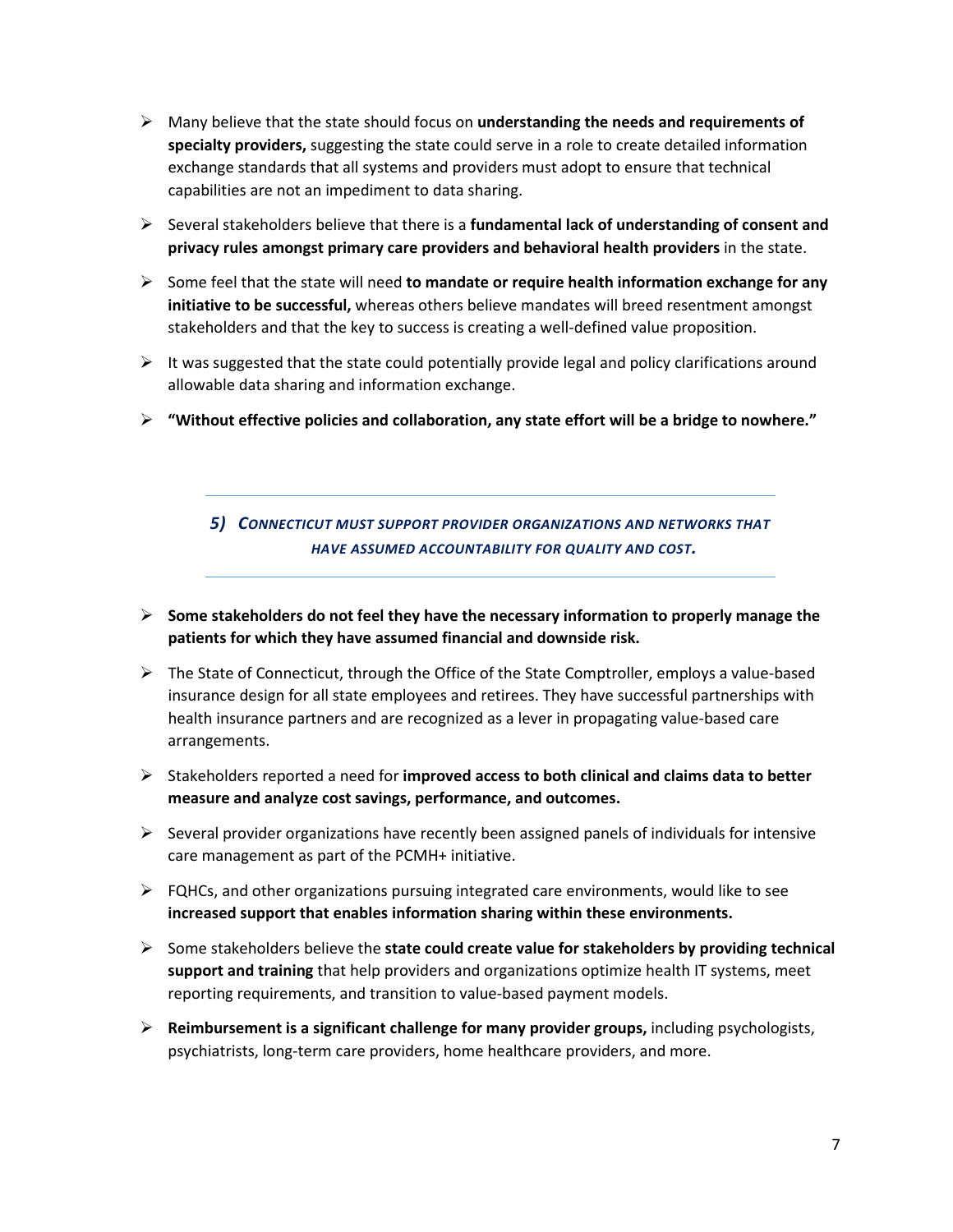- Many believe that the state should focus on **understanding the needs and requirements of specialty providers,** suggesting the state could serve in a role to create detailed information exchange standards that all systems and providers must adopt to ensure that technical capabilities are not an impediment to data sharing.
- Several stakeholders believe that there is a **fundamental lack of understanding of consent and privacy rules amongst primary care providers and behavioral health providers** in the state.
- Some feel that the state will need **to mandate or require health information exchange for any initiative to be successful,** whereas others believe mandates will breed resentment amongst stakeholders and that the key to success is creating a well-defined value proposition.
- It was suggested that the state could potentially provide legal and policy clarifications around allowable data sharing and information exchange.
- **"Without effective policies and collaboration, any state effort will be a bridge to nowhere."**

## *5) CONNECTICUT MUST SUPPORT PROVIDER ORGANIZATIONS AND NETWORKS THAT HAVE ASSUMED ACCOUNTABILITY FOR QUALITY AND COST.*

- **Some stakeholders do not feel they have the necessary information to properly manage the patients for which they have assumed financial and downside risk.**
- The State of Connecticut, through the Office of the State Comptroller, employs a value-based insurance design for all state employees and retirees. They have successful partnerships with health insurance partners and are recognized as a lever in propagating value-based care arrangements.
- Stakeholders reported a need for **improved access to both clinical and claims data to better measure and analyze cost savings, performance, and outcomes.**
- Several provider organizations have recently been assigned panels of individuals for intensive care management as part of the PCMH+ initiative.
- FQHCs, and other organizations pursuing integrated care environments, would like to see **increased support that enables information sharing within these environments.**
- Some stakeholders believe the **state could create value for stakeholders by providing technical support and training** that help providers and organizations optimize health IT systems, meet reporting requirements, and transition to value-based payment models.
- **Reimbursement is a significant challenge for many provider groups,** including psychologists, psychiatrists, long-term care providers, home healthcare providers, and more.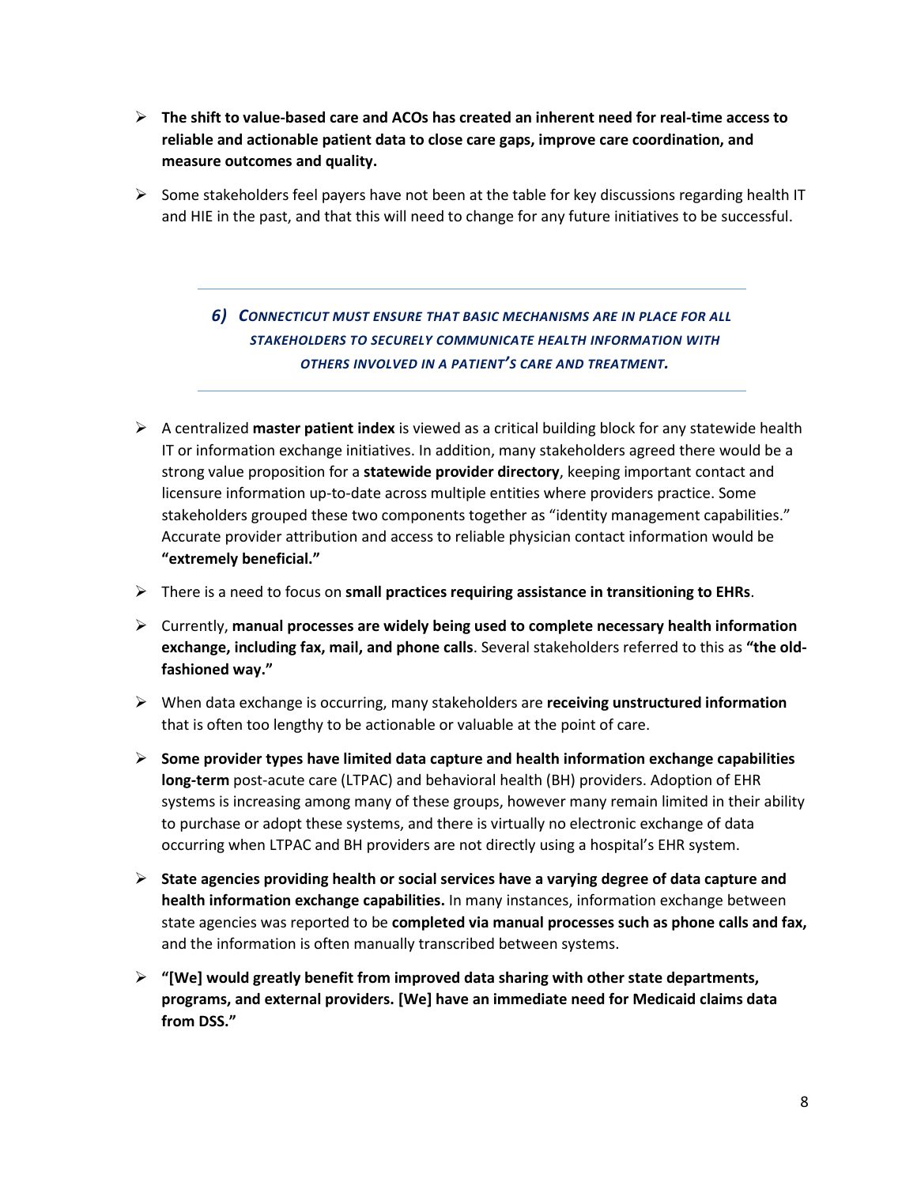- **The shift to value-based care and ACOs has created an inherent need for real-time access to reliable and actionable patient data to close care gaps, improve care coordination, and measure outcomes and quality.**
- Some stakeholders feel payers have not been at the table for key discussions regarding health IT and HIE in the past, and that this will need to change for any future initiatives to be successful.

### *6) Connecticut must ensure that basic mechanisms are in place for all stakeholders to securely communicate health information with others involved in a patient's care and treatment.*

- A centralized **master patient index** is viewed as a critical building block for any statewide health IT or information exchange initiatives. In addition, many stakeholders agreed there would be a strong value proposition for a **statewide provider directory**, keeping important contact and licensure information up-to-date across multiple entities where providers practice. Some stakeholders grouped these two components together as "identity management capabilities." Accurate provider attribution and access to reliable physician contact information would be **"extremely beneficial."**
- There is a need to focus on **small practices requiring assistance in transitioning to EHRs**.
- Currently, **manual processes are widely being used to complete necessary health information exchange, including fax, mail, and phone calls**. Several stakeholders referred to this as **"the old-fashioned way."**
- When data exchange is occurring, many stakeholders are **receiving unstructured information** that is often too lengthy to be actionable or valuable at the point of care.
- **Some provider types have limited data capture and health information exchange capabilities long-term** post-acute care (LTPAC) and behavioral health (BH) providers. Adoption of EHR systems is increasing among many of these groups, however many remain limited in their ability to purchase or adopt these systems, and there is virtually no electronic exchange of data occurring when LTPAC and BH providers are not directly using a hospital's EHR system.
- **State agencies providing health or social services have a varying degree of data capture and health information exchange capabilities.** In many instances, information exchange between state agencies was reported to be **completed via manual processes such as phone calls and fax,** and the information is often manually transcribed between systems.
- **"[We] would greatly benefit from improved data sharing with other state departments, programs, and external providers. [We] have an immediate need for Medicaid claims data from DSS."**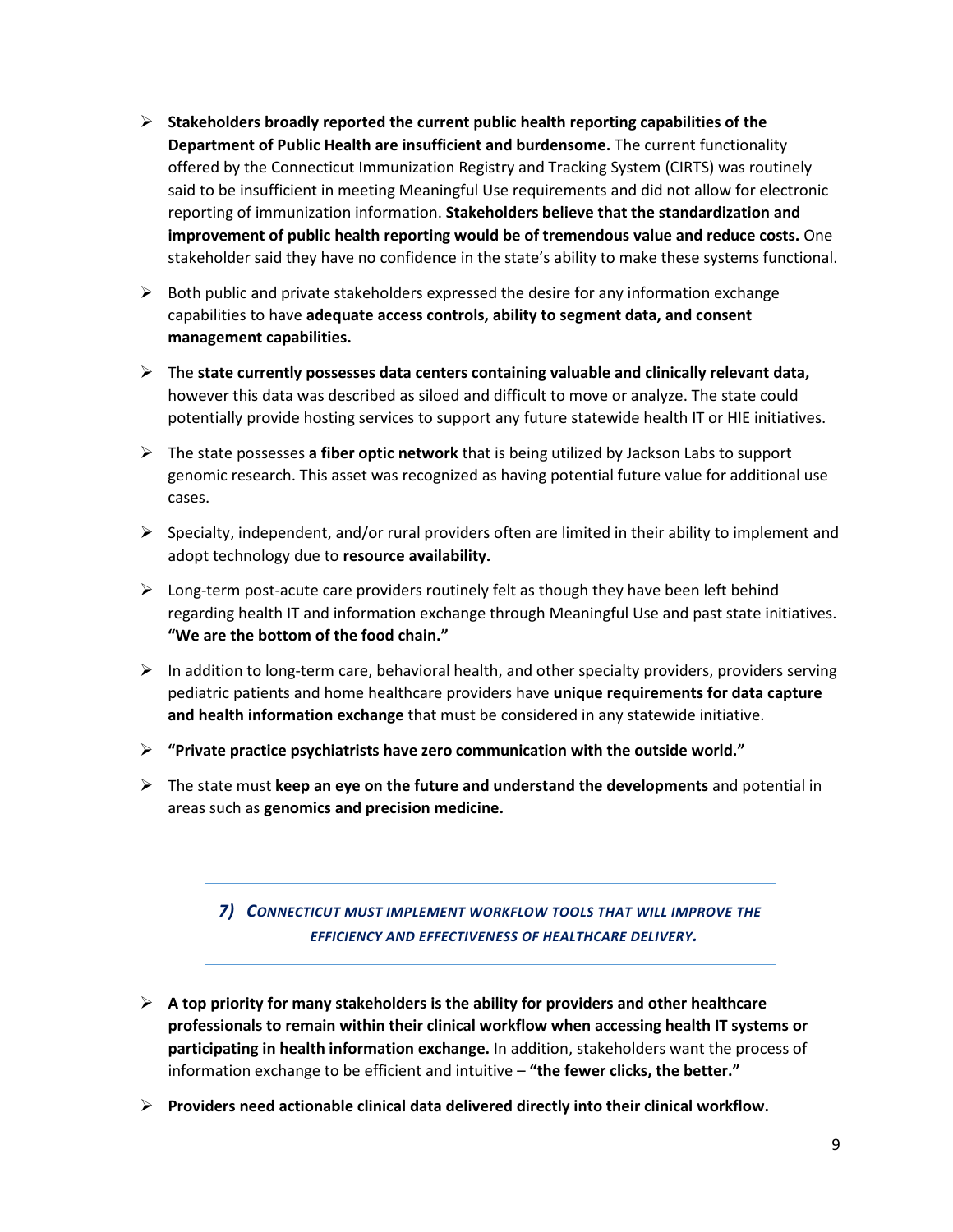- **Stakeholders broadly reported the current public health reporting capabilities of the Department of Public Health are insufficient and burdensome.** The current functionality offered by the Connecticut Immunization Registry and Tracking System (CIRTS) was routinely said to be insufficient in meeting Meaningful Use requirements and did not allow for electronic reporting of immunization information. **Stakeholders believe that the standardization and improvement of public health reporting would be of tremendous value and reduce costs.** One stakeholder said they have no confidence in the state's ability to make these systems functional.
- Both public and private stakeholders expressed the desire for any information exchange capabilities to have **adequate access controls, ability to segment data, and consent management capabilities.**
- The **state currently possesses data centers containing valuable and clinically relevant data,** however this data was described as siloed and difficult to move or analyze. The state could potentially provide hosting services to support any future statewide health IT or HIE initiatives.
- The state possesses **a fiber optic network** that is being utilized by Jackson Labs to support genomic research. This asset was recognized as having potential future value for additional use cases.
- Specialty, independent, and/or rural providers often are limited in their ability to implement and adopt technology due to **resource availability.**
- Long-term post-acute care providers routinely felt as though they have been left behind regarding health IT and information exchange through Meaningful Use and past state initiatives. **"We are the bottom of the food chain."**
- In addition to long-term care, behavioral health, and other specialty providers, providers serving pediatric patients and home healthcare providers have **unique requirements for data capture and health information exchange** that must be considered in any statewide initiative.
- **"Private practice psychiatrists have zero communication with the outside world."**
- The state must **keep an eye on the future and understand the developments** and potential in areas such as **genomics and precision medicine.**

### *7) Connecticut must implement workflow tools that will improve the efficiency and effectiveness of healthcare delivery.*

- **A top priority for many stakeholders is the ability for providers and other healthcare professionals to remain within their clinical workflow when accessing health IT systems or participating in health information exchange.** In addition, stakeholders want the process of information exchange to be efficient and intuitive – **"the fewer clicks, the better."**
- **Providers need actionable clinical data delivered directly into their clinical workflow.**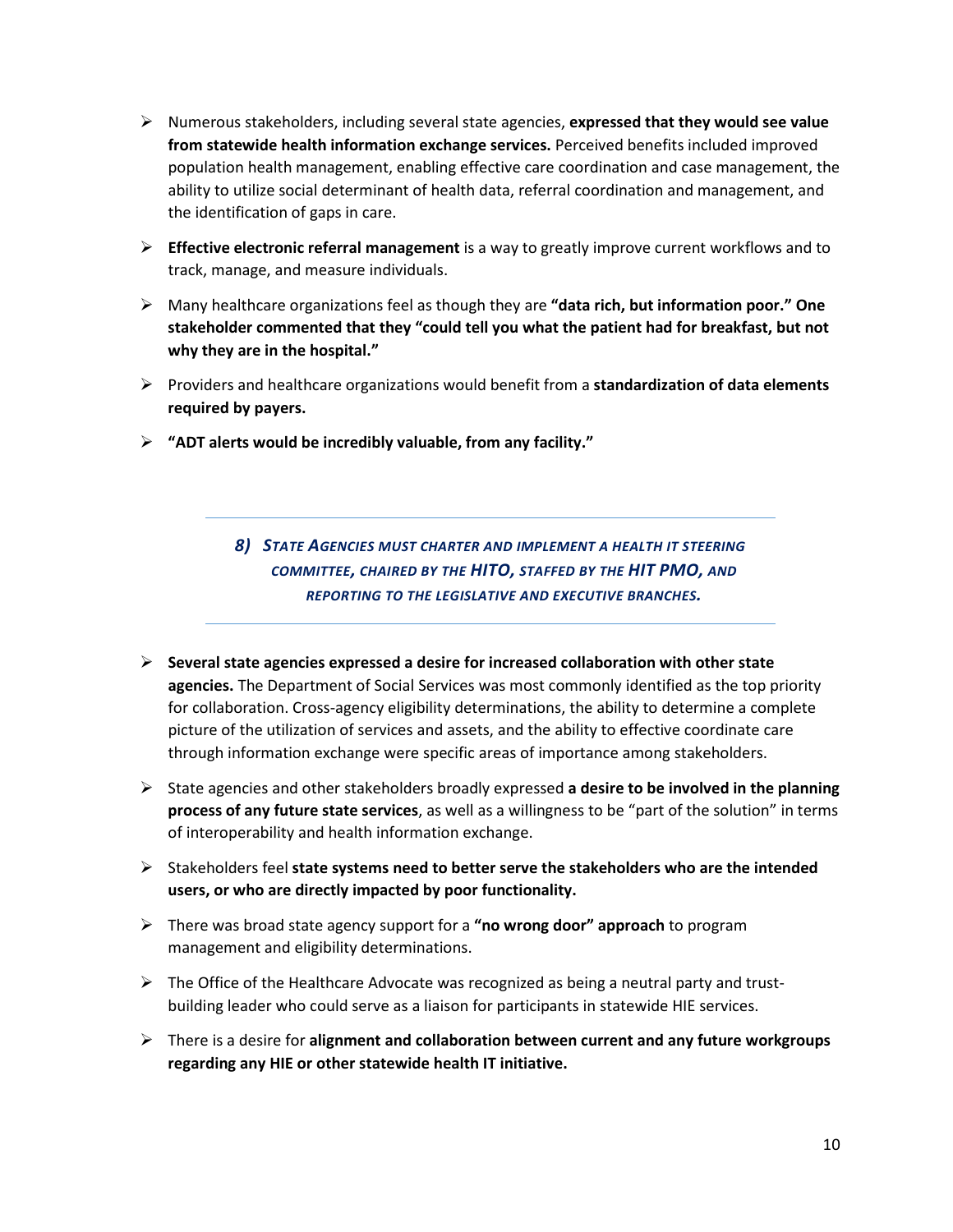- Numerous stakeholders, including several state agencies, **expressed that they would see value from statewide health information exchange services.** Perceived benefits included improved population health management, enabling effective care coordination and case management, the ability to utilize social determinant of health data, referral coordination and management, and the identification of gaps in care.
- **Effective electronic referral management** is a way to greatly improve current workflows and to track, manage, and measure individuals.
- Many healthcare organizations feel as though they are **"data rich, but information poor." One stakeholder commented that they "could tell you what the patient had for breakfast, but not why they are in the hospital."**
- Providers and healthcare organizations would benefit from a **standardization of data elements required by payers.**
- **"ADT alerts would be incredibly valuable, from any facility."**

---

### *8) State Agencies must charter and implement a Health IT Steering Committee, chaired by the HITO, staffed by the HIT PMO, and reporting to the legislative and executive branches.*

---

- **Several state agencies expressed a desire for increased collaboration with other state agencies.** The Department of Social Services was most commonly identified as the top priority for collaboration. Cross-agency eligibility determinations, the ability to determine a complete picture of the utilization of services and assets, and the ability to effective coordinate care through information exchange were specific areas of importance among stakeholders.
- State agencies and other stakeholders broadly expressed **a desire to be involved in the planning process of any future state services**, as well as a willingness to be "part of the solution" in terms of interoperability and health information exchange.
- Stakeholders feel **state systems need to better serve the stakeholders who are the intended users, or who are directly impacted by poor functionality.**
- There was broad state agency support for a **"no wrong door" approach** to program management and eligibility determinations.
- The Office of the Healthcare Advocate was recognized as being a neutral party and trust-building leader who could serve as a liaison for participants in statewide HIE services.
- There is a desire for **alignment and collaboration between current and any future workgroups regarding any HIE or other statewide health IT initiative.**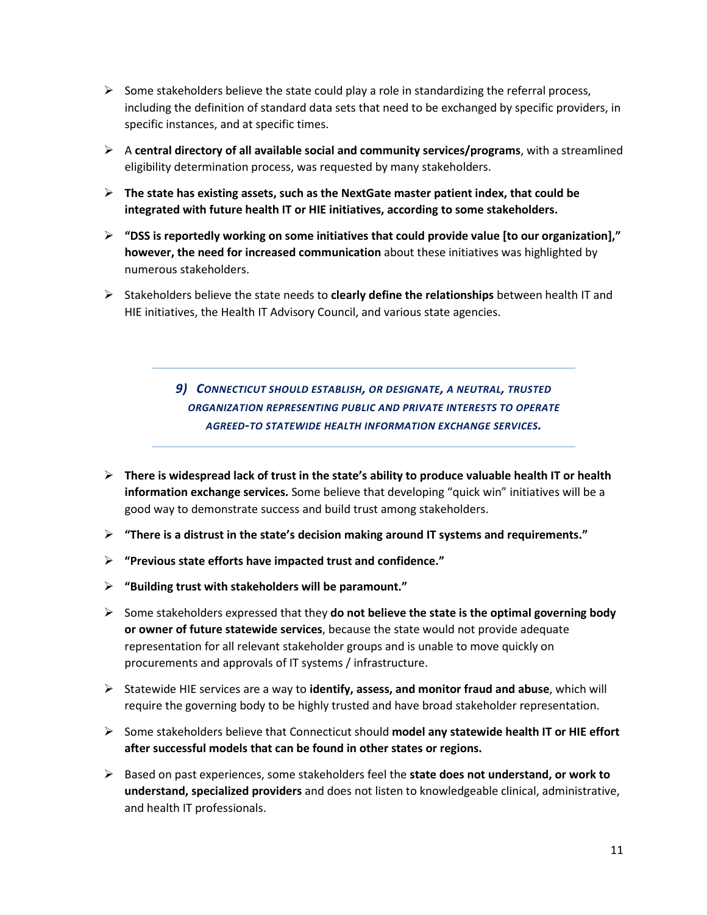- Some stakeholders believe the state could play a role in standardizing the referral process, including the definition of standard data sets that need to be exchanged by specific providers, in specific instances, and at specific times.
- A **central directory of all available social and community services/programs**, with a streamlined eligibility determination process, was requested by many stakeholders.
- **The state has existing assets, such as the NextGate master patient index, that could be integrated with future health IT or HIE initiatives, according to some stakeholders.**
- **"DSS is reportedly working on some initiatives that could provide value [to our organization]," however, the need for increased communication** about these initiatives was highlighted by numerous stakeholders.
- Stakeholders believe the state needs to **clearly define the relationships** between health IT and HIE initiatives, the Health IT Advisory Council, and various state agencies.

---

### *9) Connecticut should establish, or designate, a neutral, trusted organization representing public and private interests to operate agreed-to statewide health information exchange services.*

---

- **There is widespread lack of trust in the state's ability to produce valuable health IT or health information exchange services.** Some believe that developing "quick win" initiatives will be a good way to demonstrate success and build trust among stakeholders.
- **"There is a distrust in the state's decision making around IT systems and requirements."**
- **"Previous state efforts have impacted trust and confidence."**
- **"Building trust with stakeholders will be paramount."**
- Some stakeholders expressed that they **do not believe the state is the optimal governing body or owner of future statewide services**, because the state would not provide adequate representation for all relevant stakeholder groups and is unable to move quickly on procurements and approvals of IT systems / infrastructure.
- Statewide HIE services are a way to **identify, assess, and monitor fraud and abuse**, which will require the governing body to be highly trusted and have broad stakeholder representation.
- Some stakeholders believe that Connecticut should **model any statewide health IT or HIE effort after successful models that can be found in other states or regions.**
- Based on past experiences, some stakeholders feel the **state does not understand, or work to understand, specialized providers** and does not listen to knowledgeable clinical, administrative, and health IT professionals.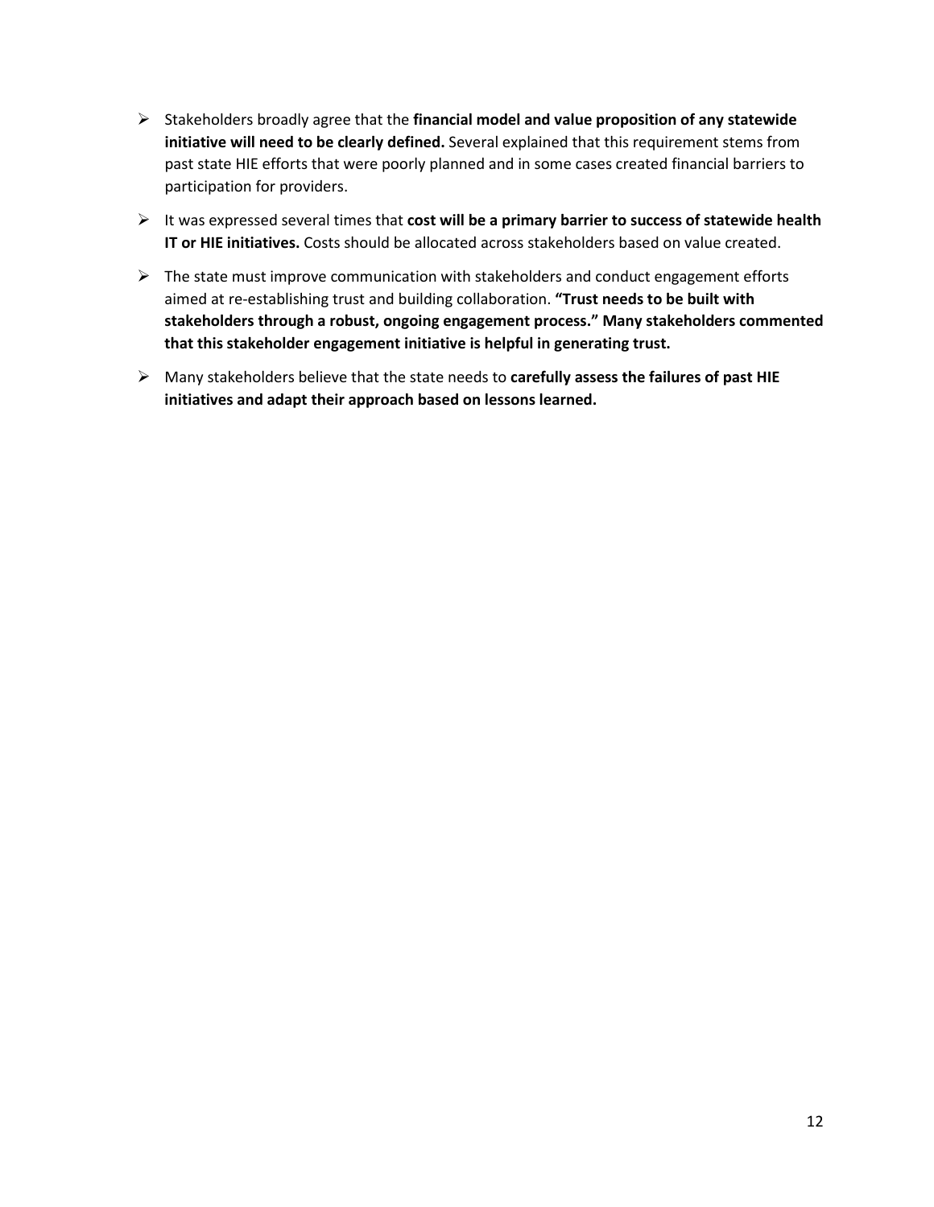- Stakeholders broadly agree that the **financial model and value proposition of any statewide initiative will need to be clearly defined.** Several explained that this requirement stems from past state HIE efforts that were poorly planned and in some cases created financial barriers to participation for providers.
- It was expressed several times that **cost will be a primary barrier to success of statewide health IT or HIE initiatives.** Costs should be allocated across stakeholders based on value created.
- The state must improve communication with stakeholders and conduct engagement efforts aimed at re-establishing trust and building collaboration. **"Trust needs to be built with stakeholders through a robust, ongoing engagement process." Many stakeholders commented that this stakeholder engagement initiative is helpful in generating trust.**
- Many stakeholders believe that the state needs to **carefully assess the failures of past HIE initiatives and adapt their approach based on lessons learned.**